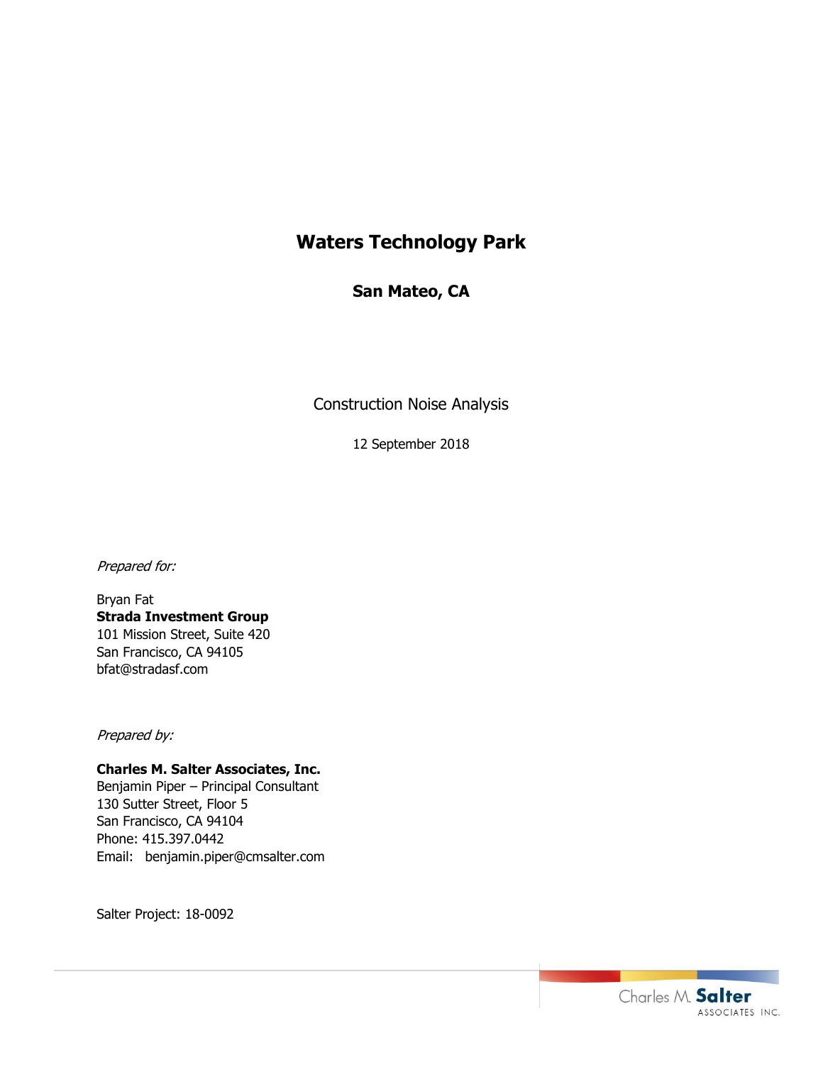# Waters Technology Park

## San Mateo, CA

Construction Noise Analysis

12 September 2018

*Prepared for:*

Bryan Fat
**Strada Investment Group**
101 Mission Street, Suite 420
San Francisco, CA 94105
bfat@stradasf.com

*Prepared by:*

**Charles M. Salter Associates, Inc.**
Benjamin Piper – Principal Consultant
130 Sutter Street, Floor 5
San Francisco, CA 94104
Phone: 415.397.0442
Email: benjamin.piper@cmsalter.com

Salter Project: 18-0092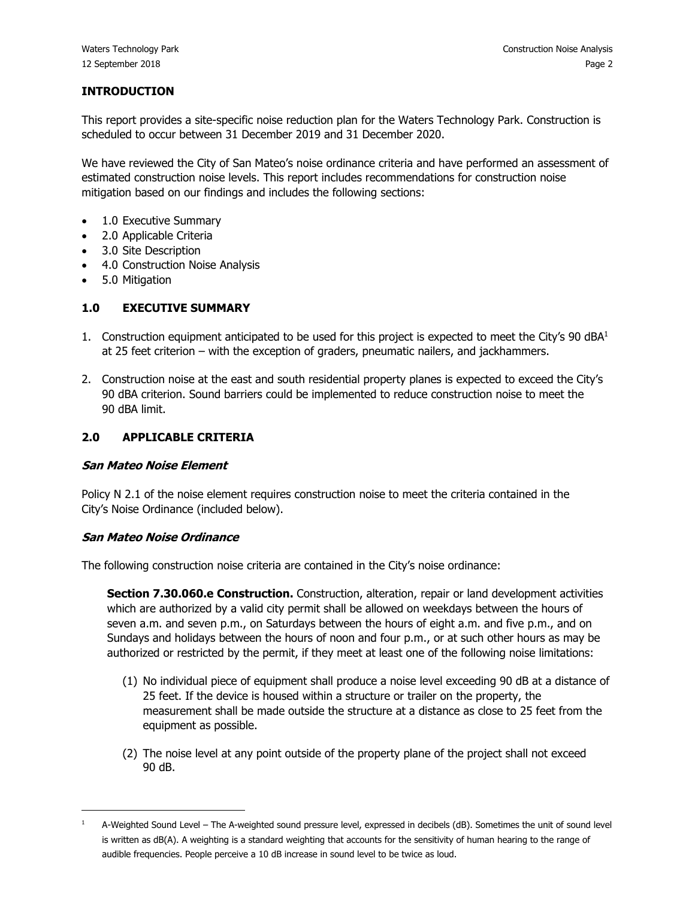## INTRODUCTION

This report provides a site-specific noise reduction plan for the Waters Technology Park. Construction is scheduled to occur between 31 December 2019 and 31 December 2020.

We have reviewed the City of San Mateo's noise ordinance criteria and have performed an assessment of estimated construction noise levels. This report includes recommendations for construction noise mitigation based on our findings and includes the following sections:

- 1.0 Executive Summary
- 2.0 Applicable Criteria
- 3.0 Site Description
- 4.0 Construction Noise Analysis
- 5.0 Mitigation

## 1.0 EXECUTIVE SUMMARY

1. Construction equipment anticipated to be used for this project is expected to meet the City's 90 dBA[1] at 25 feet criterion – with the exception of graders, pneumatic nailers, and jackhammers.

2. Construction noise at the east and south residential property planes is expected to exceed the City's 90 dBA criterion. Sound barriers could be implemented to reduce construction noise to meet the 90 dBA limit.

## 2.0 APPLICABLE CRITERIA

### *San Mateo Noise Element*

Policy N 2.1 of the noise element requires construction noise to meet the criteria contained in the City's Noise Ordinance (included below).

### *San Mateo Noise Ordinance*

The following construction noise criteria are contained in the City's noise ordinance:

> **Section 7.30.060.e Construction.** Construction, alteration, repair or land development activities which are authorized by a valid city permit shall be allowed on weekdays between the hours of seven a.m. and seven p.m., on Saturdays between the hours of eight a.m. and five p.m., and on Sundays and holidays between the hours of noon and four p.m., or at such other hours as may be authorized or restricted by the permit, if they meet at least one of the following noise limitations:
>
> (1) No individual piece of equipment shall produce a noise level exceeding 90 dB at a distance of 25 feet. If the device is housed within a structure or trailer on the property, the measurement shall be made outside the structure at a distance as close to 25 feet from the equipment as possible.
>
> (2) The noise level at any point outside of the property plane of the project shall not exceed 90 dB.

---

[1] A-Weighted Sound Level – The A-weighted sound pressure level, expressed in decibels (dB). Sometimes the unit of sound level is written as dB(A). A weighting is a standard weighting that accounts for the sensitivity of human hearing to the range of audible frequencies. People perceive a 10 dB increase in sound level to be twice as loud.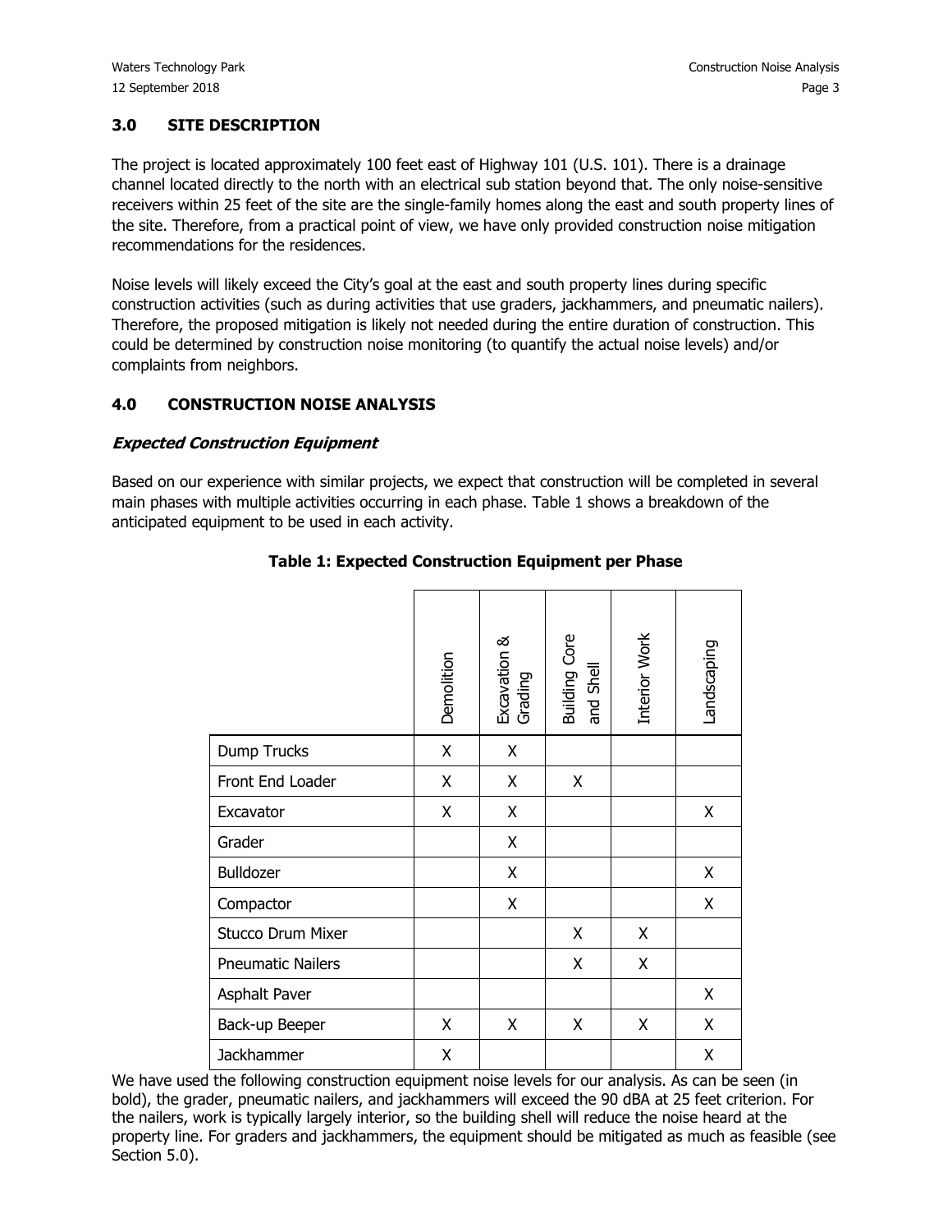## 3.0 SITE DESCRIPTION

The project is located approximately 100 feet east of Highway 101 (U.S. 101). There is a drainage channel located directly to the north with an electrical sub station beyond that. The only noise-sensitive receivers within 25 feet of the site are the single-family homes along the east and south property lines of the site. Therefore, from a practical point of view, we have only provided construction noise mitigation recommendations for the residences.

Noise levels will likely exceed the City's goal at the east and south property lines during specific construction activities (such as during activities that use graders, jackhammers, and pneumatic nailers). Therefore, the proposed mitigation is likely not needed during the entire duration of construction. This could be determined by construction noise monitoring (to quantify the actual noise levels) and/or complaints from neighbors.

## 4.0 CONSTRUCTION NOISE ANALYSIS

### *Expected Construction Equipment*

Based on our experience with similar projects, we expect that construction will be completed in several main phases with multiple activities occurring in each phase. Table 1 shows a breakdown of the anticipated equipment to be used in each activity.

**Table 1: Expected Construction Equipment per Phase**

| | Demolition | Excavation & Grading | Building Core and Shell | Interior Work | Landscaping |
|---|---|---|---|---|---|
| Dump Trucks | X | X | | | |
| Front End Loader | X | X | X | | |
| Excavator | X | X | | | X |
| Grader | | X | | | |
| Bulldozer | | X | | | X |
| Compactor | | X | | | X |
| Stucco Drum Mixer | | | X | X | |
| Pneumatic Nailers | | | X | X | |
| Asphalt Paver | | | | | X |
| Back-up Beeper | X | X | X | X | X |
| Jackhammer | X | | | | X |

We have used the following construction equipment noise levels for our analysis. As can be seen (in bold), the grader, pneumatic nailers, and jackhammers will exceed the 90 dBA at 25 feet criterion. For the nailers, work is typically largely interior, so the building shell will reduce the noise heard at the property line. For graders and jackhammers, the equipment should be mitigated as much as feasible (see Section 5.0).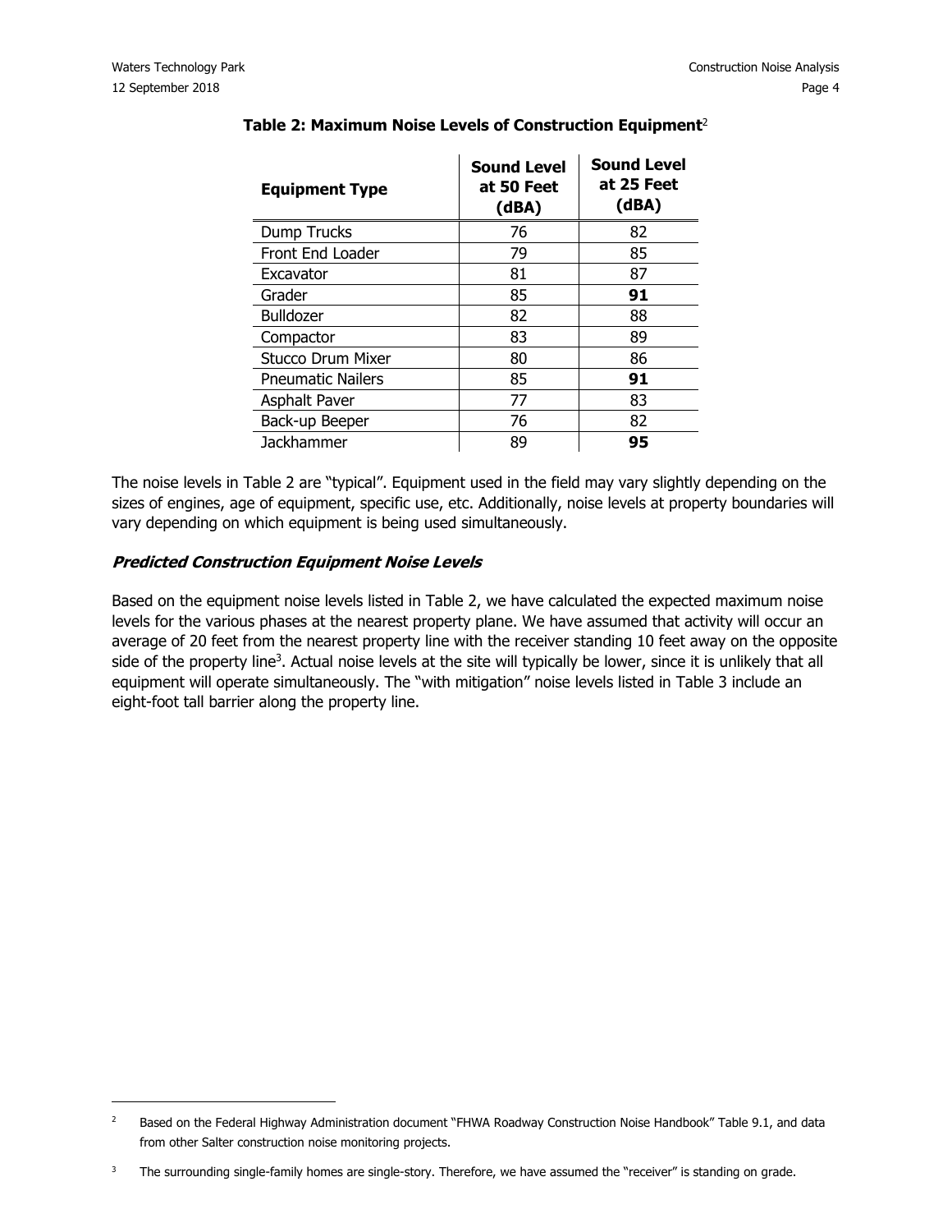**Table 2: Maximum Noise Levels of Construction Equipment**[2]

| Equipment Type | Sound Level at 50 Feet (dBA) | Sound Level at 25 Feet (dBA) |
|---|---|---|
| Dump Trucks | 76 | 82 |
| Front End Loader | 79 | 85 |
| Excavator | 81 | 87 |
| Grader | 85 | **91** |
| Bulldozer | 82 | 88 |
| Compactor | 83 | 89 |
| Stucco Drum Mixer | 80 | 86 |
| Pneumatic Nailers | 85 | **91** |
| Asphalt Paver | 77 | 83 |
| Back-up Beeper | 76 | 82 |
| Jackhammer | 89 | **95** |

The noise levels in Table 2 are "typical". Equipment used in the field may vary slightly depending on the sizes of engines, age of equipment, specific use, etc. Additionally, noise levels at property boundaries will vary depending on which equipment is being used simultaneously.

### *Predicted Construction Equipment Noise Levels*

Based on the equipment noise levels listed in Table 2, we have calculated the expected maximum noise levels for the various phases at the nearest property plane. We have assumed that activity will occur an average of 20 feet from the nearest property line with the receiver standing 10 feet away on the opposite side of the property line[3]. Actual noise levels at the site will typically be lower, since it is unlikely that all equipment will operate simultaneously. The "with mitigation" noise levels listed in Table 3 include an eight-foot tall barrier along the property line.

---

[2] Based on the Federal Highway Administration document "FHWA Roadway Construction Noise Handbook" Table 9.1, and data from other Salter construction noise monitoring projects.

[3] The surrounding single-family homes are single-story. Therefore, we have assumed the "receiver" is standing on grade.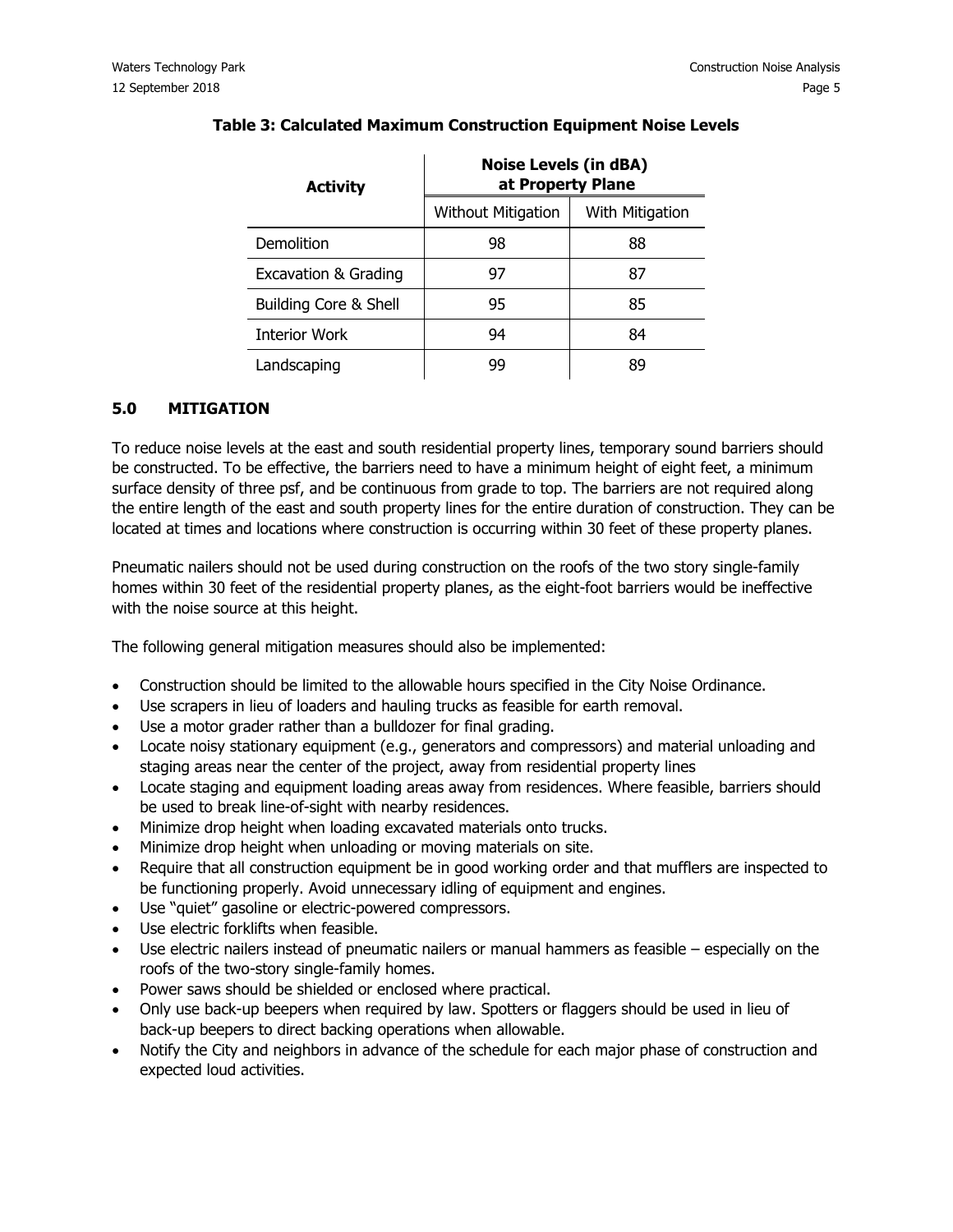**Table 3: Calculated Maximum Construction Equipment Noise Levels**

| Activity | Noise Levels (in dBA) at Property Plane | |
|---|---|---|
| | Without Mitigation | With Mitigation |
| Demolition | 98 | 88 |
| Excavation & Grading | 97 | 87 |
| Building Core & Shell | 95 | 85 |
| Interior Work | 94 | 84 |
| Landscaping | 99 | 89 |

## 5.0 MITIGATION

To reduce noise levels at the east and south residential property lines, temporary sound barriers should be constructed. To be effective, the barriers need to have a minimum height of eight feet, a minimum surface density of three psf, and be continuous from grade to top. The barriers are not required along the entire length of the east and south property lines for the entire duration of construction. They can be located at times and locations where construction is occurring within 30 feet of these property planes.

Pneumatic nailers should not be used during construction on the roofs of the two story single-family homes within 30 feet of the residential property planes, as the eight-foot barriers would be ineffective with the noise source at this height.

The following general mitigation measures should also be implemented:

- Construction should be limited to the allowable hours specified in the City Noise Ordinance.
- Use scrapers in lieu of loaders and hauling trucks as feasible for earth removal.
- Use a motor grader rather than a bulldozer for final grading.
- Locate noisy stationary equipment (e.g., generators and compressors) and material unloading and staging areas near the center of the project, away from residential property lines
- Locate staging and equipment loading areas away from residences. Where feasible, barriers should be used to break line-of-sight with nearby residences.
- Minimize drop height when loading excavated materials onto trucks.
- Minimize drop height when unloading or moving materials on site.
- Require that all construction equipment be in good working order and that mufflers are inspected to be functioning properly. Avoid unnecessary idling of equipment and engines.
- Use "quiet" gasoline or electric-powered compressors.
- Use electric forklifts when feasible.
- Use electric nailers instead of pneumatic nailers or manual hammers as feasible – especially on the roofs of the two-story single-family homes.
- Power saws should be shielded or enclosed where practical.
- Only use back-up beepers when required by law. Spotters or flaggers should be used in lieu of back-up beepers to direct backing operations when allowable.
- Notify the City and neighbors in advance of the schedule for each major phase of construction and expected loud activities.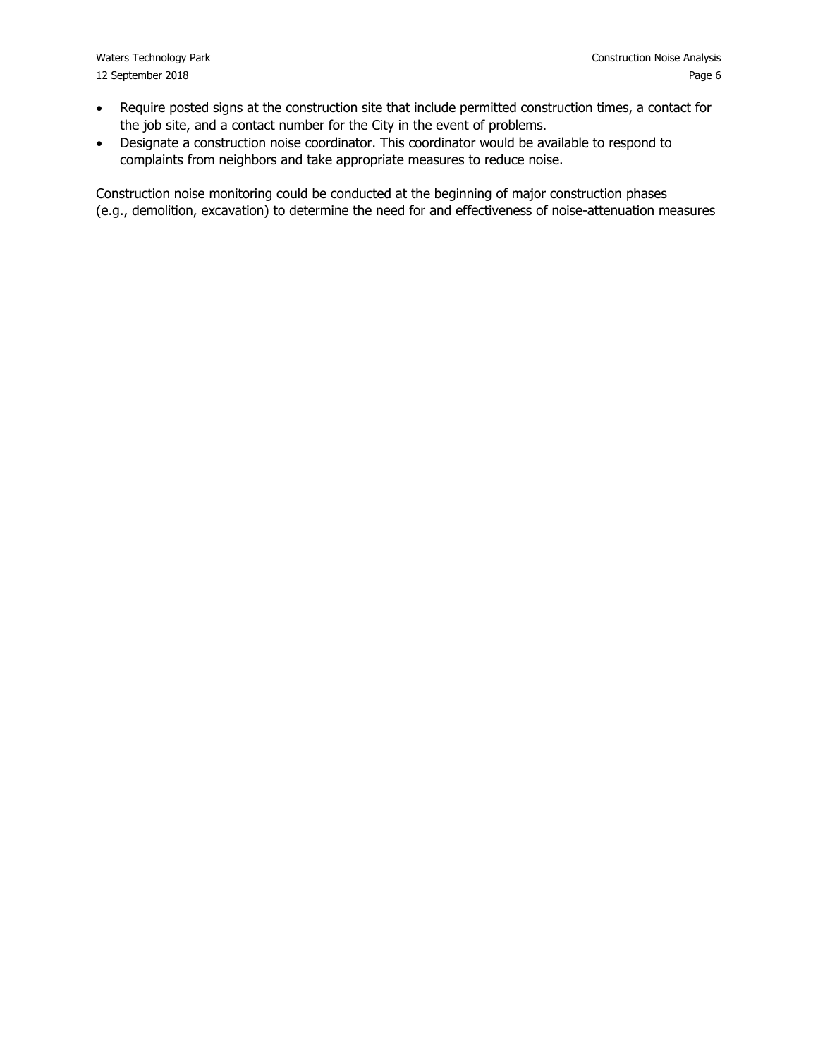- Require posted signs at the construction site that include permitted construction times, a contact for the job site, and a contact number for the City in the event of problems.
- Designate a construction noise coordinator. This coordinator would be available to respond to complaints from neighbors and take appropriate measures to reduce noise.

Construction noise monitoring could be conducted at the beginning of major construction phases (e.g., demolition, excavation) to determine the need for and effectiveness of noise-attenuation measures